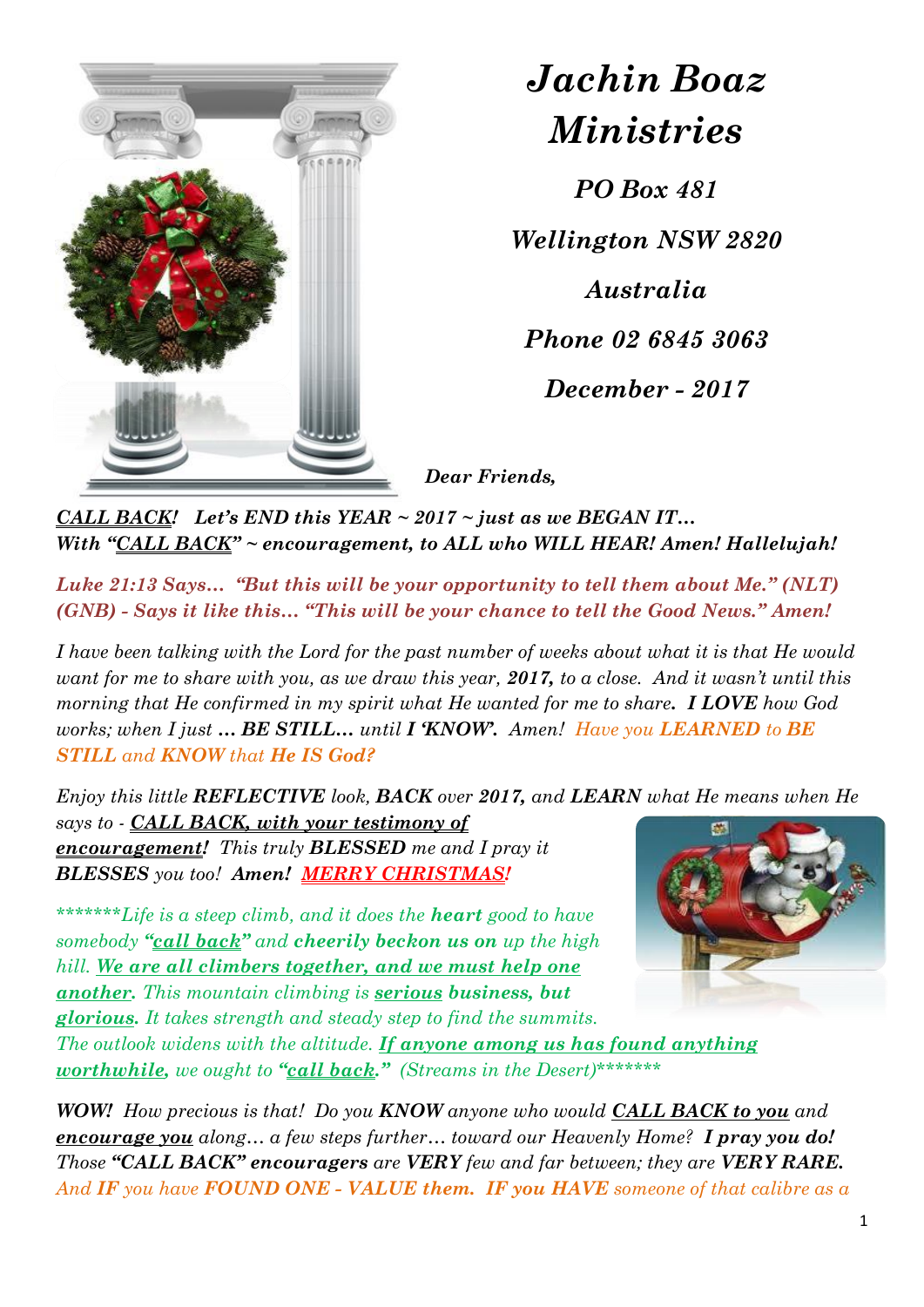# *Jachin Boaz Ministries*

***PO Box 481***

***Wellington NSW 2820***

***Australia***

***Phone 02 6845 3063***

***December - 2017***

***Dear Friends,***

***CALL BACK! Let's END this YEAR ~ 2017 ~ just as we BEGAN IT…***
***With "CALL BACK" ~ encouragement, to ALL who WILL HEAR! Amen! Hallelujah!***

***Luke 21:13 Says… "But this will be your opportunity to tell them about Me." (NLT)***
***(GNB) - Says it like this… "This will be your chance to tell the Good News." Amen!***

*I have been talking with the Lord for the past number of weeks about what it is that He would want for me to share with you, as we draw this year, **2017,** to a close. And it wasn't until this morning that He confirmed in my spirit what He wanted for me to share**. I LOVE** how God works; when I just **… BE STILL…** until **I 'KNOW'.** Amen! Have you **LEARNED** to **BE STILL** and **KNOW** that **He IS God?***

*Enjoy this little **REFLECTIVE** look, **BACK** over **2017,** and **LEARN** what He means when He says to - **CALL BACK, with your testimony of encouragement!** This truly **BLESSED** me and I pray it **BLESSES** you too! **Amen! MERRY CHRISTMAS!***

**\*\*\*\*\*\*\*Life is a steep climb, and it does the **heart** good to have somebody **"call back"** and **cheerily beckon us on** up the high hill. **We are all climbers together, and we must help one another.** This mountain climbing is **serious** business, **but glorious.** It takes strength and steady step to find the summits. The outlook widens with the altitude. **If anyone among us has found anything worthwhile,** we ought to **"call back."** (Streams in the Desert)\*\*\*\*\*\*\****

***WOW!** How precious is that! Do you **KNOW** anyone who would **CALL BACK to you** and **encourage you** along… a few steps further… toward our Heavenly Home? **I pray you do!** Those **"CALL BACK" encouragers** are **VERY** few and far between; they are **VERY RARE.** And **IF** you have **FOUND ONE - VALUE them. IF you HAVE** someone of that calibre as a*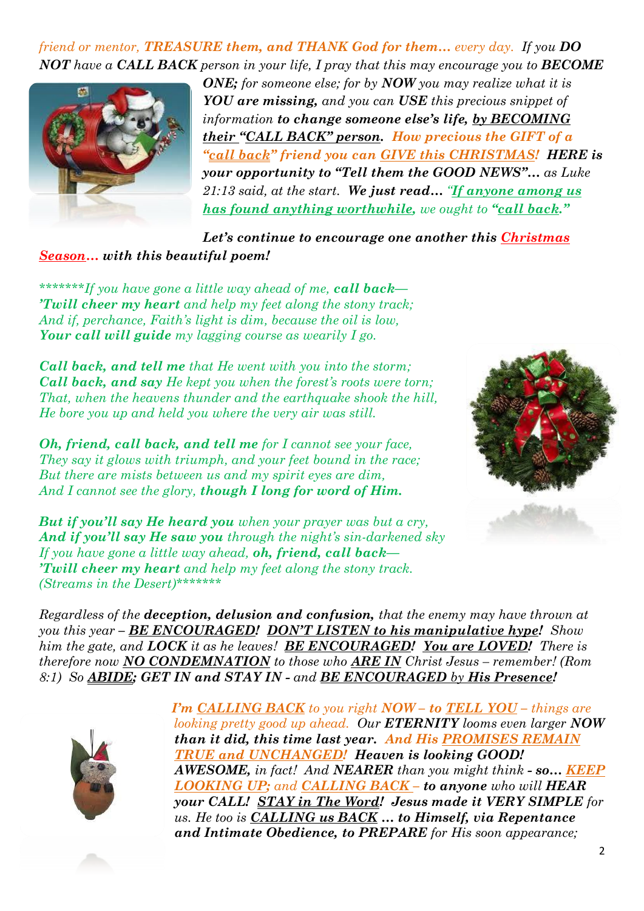*friend or mentor, **TREASURE them, and THANK God for them...** every day. If you **DO NOT** have a **CALL BACK** person in your life, I pray that this may encourage you to **BECOME ONE;** for someone else; for by **NOW** you may realize what it is **YOU are missing,** and you can **USE** this precious snippet of information **to change someone else's life, by BECOMING their "CALL BACK" person. How precious the GIFT of a "call back" friend you can GIVE this CHRISTMAS! HERE is your opportunity to "Tell them the GOOD NEWS"...** as Luke 21:13 said, at the start. **We just read...** "**If anyone among us has found anything worthwhile,** we ought to **"call back."***

***Let's continue to encourage one another this Christmas Season... with this beautiful poem!***

*\*\*\*\*\*\*\*If you have gone a little way ahead of me, **call back—**
**'Twill cheer my heart** and help my feet along the stony track;
And if, perchance, Faith's light is dim, because the oil is low,
**Your call will guide** my lagging course as wearily I go.*

***Call back, and tell me** that He went with you into the storm;
**Call back, and say** He kept you when the forest's roots were torn;
That, when the heavens thunder and the earthquake shook the hill,
He bore you up and held you where the very air was still.*

***Oh, friend, call back, and tell me** for I cannot see your face,
They say it glows with triumph, and your feet bound in the race;
But there are mists between us and my spirit eyes are dim,
And I cannot see the glory, **though I long for word of Him.***

***But if you'll say He heard you** when your prayer was but a cry,
**And if you'll say He saw you** through the night's sin-darkened sky
If you have gone a little way ahead, **oh, friend, call back—**
**'Twill cheer my heart** and help my feet along the stony track.
(Streams in the Desert)\*\*\*\*\*\*\**

*Regardless of the **deception, delusion and confusion,** that the enemy may have thrown at you this year – **BE ENCOURAGED! DON'T LISTEN to his manipulative hype!** Show him the gate, and **LOCK** it as he leaves! **BE ENCOURAGED! You are LOVED!** There is therefore now **NO CONDEMNATION** to those who **ARE IN** Christ Jesus – remember! (Rom 8:1) So **ABIDE; GET IN and STAY IN** - and **BE ENCOURAGED by His Presence!***

***I'm CALLING BACK** to you right **NOW – to TELL YOU** – things are looking pretty good up ahead. Our **ETERNITY** looms even larger **NOW than it did, this time last year. And His PROMISES REMAIN TRUE and UNCHANGED! Heaven is looking GOOD! AWESOME,** in fact! And **NEARER** than you might think **- so... KEEP LOOKING UP;** and **CALLING BACK – to anyone** who will **HEAR your CALL! STAY in The Word! Jesus made it VERY SIMPLE** for us. He too is **CALLING us BACK ... to Himself, via Repentance and Intimate Obedience, to PREPARE** for His soon appearance;*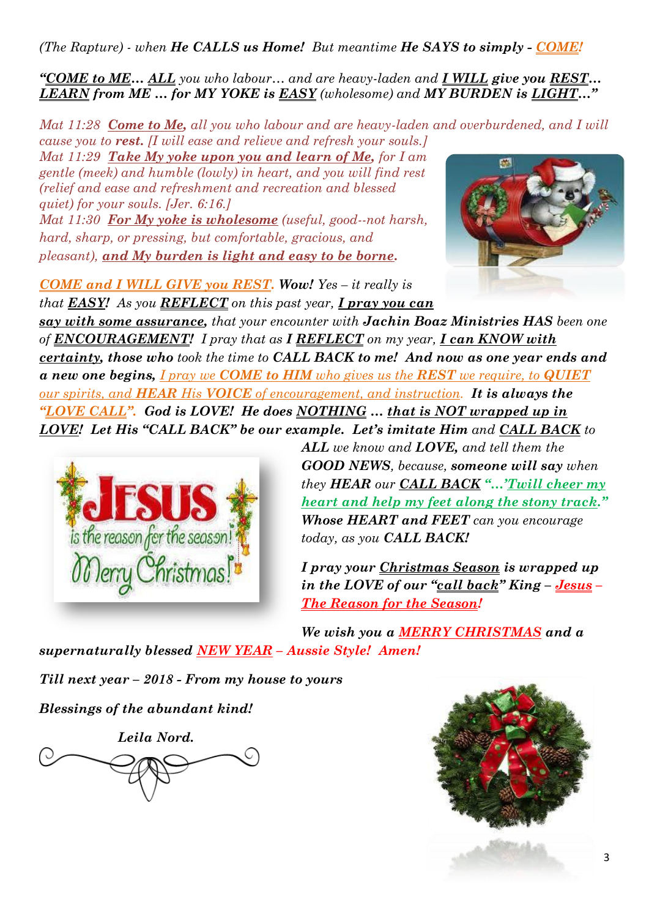*(The Rapture) - when **He CALLS us Home!** But meantime **He SAYS to simply - COME!***

***"COME to ME… ALL** you who labour… and are heavy-laden and **I WILL give you REST… LEARN from ME … for MY YOKE is EASY** (wholesome) and **MY BURDEN is LIGHT…"***

*Mat 11:28 **Come to Me,** all you who labour and are heavy-laden and overburdened, and I will cause you to **rest.** [I will ease and relieve and refresh your souls.]*
*Mat 11:29 **Take My yoke upon you and learn of Me,** for I am gentle (meek) and humble (lowly) in heart, and you will find rest (relief and ease and refreshment and recreation and blessed quiet) for your souls. [Jer. 6:16.]*
*Mat 11:30 **For My yoke is wholesome** (useful, good--not harsh, hard, sharp, or pressing, but comfortable, gracious, and pleasant), **and My burden is light and easy to be borne.***

***COME and I WILL GIVE you REST. Wow!** Yes – it really is that **EASY!** As you **REFLECT** on this past year, **I pray you can say with some assurance,** that your encounter with **Jachin Boaz Ministries HAS** been one of **ENCOURAGEMENT!** I pray that as **I REFLECT** on my year, **I can KNOW with certainty, those who** took the time to **CALL BACK to me! And now as one year ends and a new one begins,** I pray we **COME to HIM** who gives us the **REST** we require, to **QUIET** our spirits, and **HEAR** His **VOICE** of encouragement, and instruction. **It is always the "LOVE CALL". God is LOVE! He does NOTHING … that is NOT wrapped up in LOVE! Let His "CALL BACK" be our example. Let's imitate Him** and **CALL BACK** to **ALL** we know and **LOVE,** and tell them the **GOOD NEWS**, because, **someone will say** when they **HEAR** our **CALL BACK "…'Twill cheer my heart and help my feet along the stony track." Whose HEART and FEET** can you encourage today, as you **CALL BACK!***

***I pray your Christmas Season is wrapped up in the LOVE of our "call back" King – Jesus – The Reason for the Season!***

***We wish you a MERRY CHRISTMAS and a supernaturally blessed NEW YEAR – Aussie Style! Amen!***

***Till next year – 2018 - From my house to yours***

***Blessings of the abundant kind!***

***Leila Nord.***